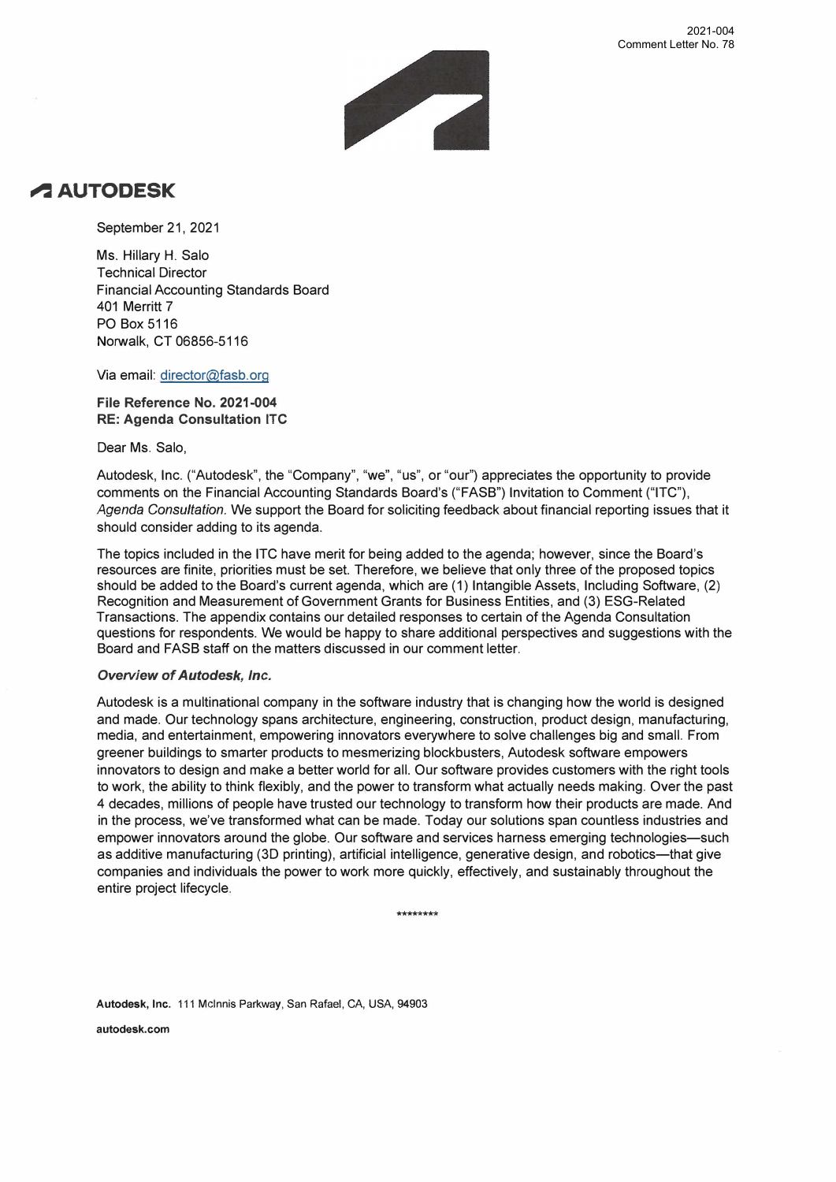2021-004
Comment Letter No. 78

**AUTODESK**

September 21, 2021

Ms. Hillary H. Salo
Technical Director
Financial Accounting Standards Board
401 Merritt 7
PO Box 5116
Norwalk, CT 06856-5116

Via email: director@fasb.org

**File Reference No. 2021-004**
**RE: Agenda Consultation ITC**

Dear Ms. Salo,

Autodesk, Inc. ("Autodesk", the "Company", "we", "us", or "our") appreciates the opportunity to provide comments on the Financial Accounting Standards Board's ("FASB") Invitation to Comment ("ITC"), *Agenda Consultation*. We support the Board for soliciting feedback about financial reporting issues that it should consider adding to its agenda.

The topics included in the ITC have merit for being added to the agenda; however, since the Board's resources are finite, priorities must be set. Therefore, we believe that only three of the proposed topics should be added to the Board's current agenda, which are (1) Intangible Assets, Including Software, (2) Recognition and Measurement of Government Grants for Business Entities, and (3) ESG-Related Transactions. The appendix contains our detailed responses to certain of the Agenda Consultation questions for respondents. We would be happy to share additional perspectives and suggestions with the Board and FASB staff on the matters discussed in our comment letter.

***Overview of Autodesk, Inc.***

Autodesk is a multinational company in the software industry that is changing how the world is designed and made. Our technology spans architecture, engineering, construction, product design, manufacturing, media, and entertainment, empowering innovators everywhere to solve challenges big and small. From greener buildings to smarter products to mesmerizing blockbusters, Autodesk software empowers innovators to design and make a better world for all. Our software provides customers with the right tools to work, the ability to think flexibly, and the power to transform what actually needs making. Over the past 4 decades, millions of people have trusted our technology to transform how their products are made. And in the process, we've transformed what can be made. Today our solutions span countless industries and empower innovators around the globe. Our software and services harness emerging technologies—such as additive manufacturing (3D printing), artificial intelligence, generative design, and robotics—that give companies and individuals the power to work more quickly, effectively, and sustainably throughout the entire project lifecycle.

********

**Autodesk, Inc.** 111 McInnis Parkway, San Rafael, CA, USA, 94903

**autodesk.com**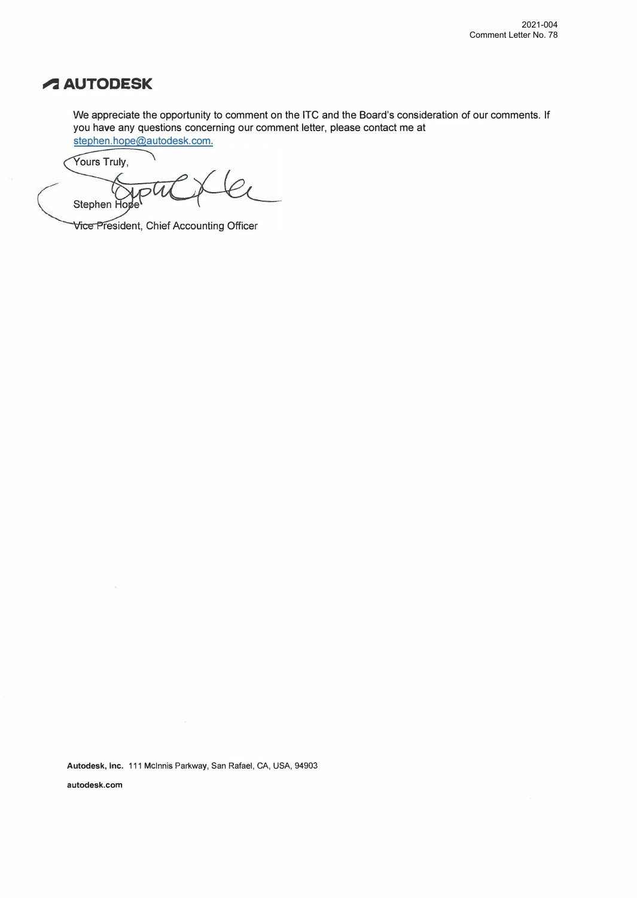2021-004
Comment Letter No. 78

**AUTODESK**

We appreciate the opportunity to comment on the ITC and the Board's consideration of our comments. If you have any questions concerning our comment letter, please contact me at stephen.hope@autodesk.com.

Yours Truly,

Stephen Hope

Vice President, Chief Accounting Officer

**Autodesk, Inc.** 111 McInnis Parkway, San Rafael, CA, USA, 94903

**autodesk.com**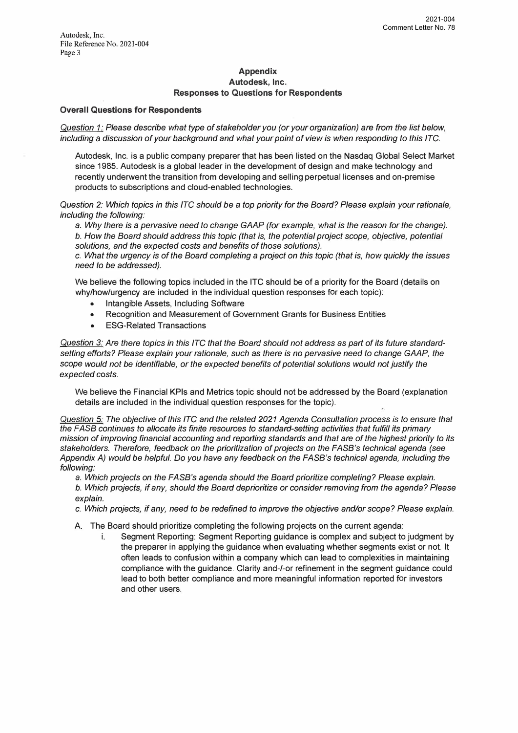## Appendix
## Autodesk, Inc.
## Responses to Questions for Respondents

**Overall Questions for Respondents**

*Question 1: Please describe what type of stakeholder you (or your organization) are from the list below, including a discussion of your background and what your point of view is when responding to this ITC.*

Autodesk, Inc. is a public company preparer that has been listed on the Nasdaq Global Select Market since 1985. Autodesk is a global leader in the development of design and make technology and recently underwent the transition from developing and selling perpetual licenses and on-premise products to subscriptions and cloud-enabled technologies.

*Question 2: Which topics in this ITC should be a top priority for the Board? Please explain your rationale, including the following:*

*a. Why there is a pervasive need to change GAAP (for example, what is the reason for the change).*
*b. How the Board should address this topic (that is, the potential project scope, objective, potential solutions, and the expected costs and benefits of those solutions).*
*c. What the urgency is of the Board completing a project on this topic (that is, how quickly the issues need to be addressed).*

We believe the following topics included in the ITC should be of a priority for the Board (details on why/how/urgency are included in the individual question responses for each topic):

- Intangible Assets, Including Software
- Recognition and Measurement of Government Grants for Business Entities
- ESG-Related Transactions

*Question 3: Are there topics in this ITC that the Board should not address as part of its future standard-setting efforts? Please explain your rationale, such as there is no pervasive need to change GAAP, the scope would not be identifiable, or the expected benefits of potential solutions would not justify the expected costs.*

We believe the Financial KPIs and Metrics topic should not be addressed by the Board (explanation details are included in the individual question responses for the topic).

*Question 5: The objective of this ITC and the related 2021 Agenda Consultation process is to ensure that the FASB continues to allocate its finite resources to standard-setting activities that fulfill its primary mission of improving financial accounting and reporting standards and that are of the highest priority to its stakeholders. Therefore, feedback on the prioritization of projects on the FASB's technical agenda (see Appendix A) would be helpful. Do you have any feedback on the FASB's technical agenda, including the following:*

*a. Which projects on the FASB's agenda should the Board prioritize completing? Please explain.*
*b. Which projects, if any, should the Board deprioritize or consider removing from the agenda? Please explain.*
*c. Which projects, if any, need to be redefined to improve the objective and/or scope? Please explain.*

A. The Board should prioritize completing the following projects on the current agenda:

   i. Segment Reporting: Segment Reporting guidance is complex and subject to judgment by the preparer in applying the guidance when evaluating whether segments exist or not. It often leads to confusion within a company which can lead to complexities in maintaining compliance with the guidance. Clarity and-/-or refinement in the segment guidance could lead to both better compliance and more meaningful information reported for investors and other users.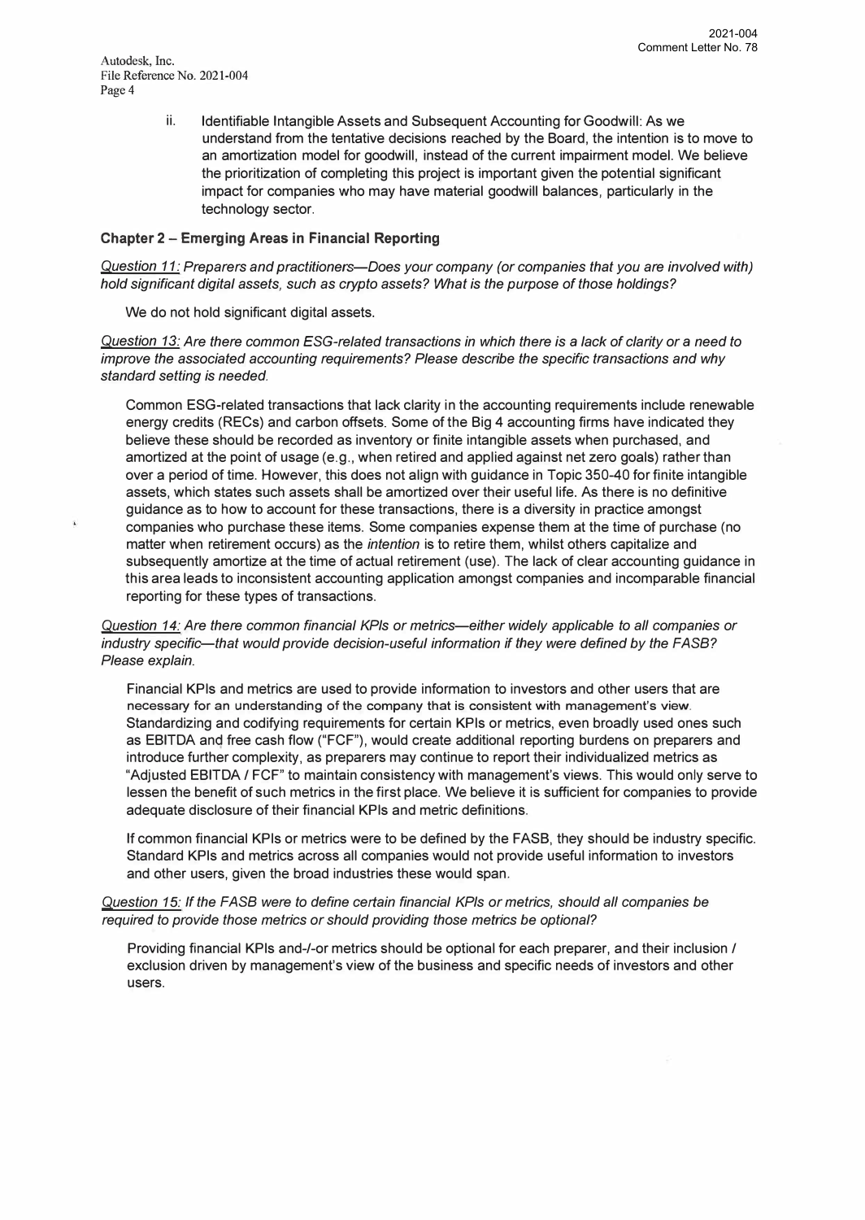ii. Identifiable Intangible Assets and Subsequent Accounting for Goodwill: As we understand from the tentative decisions reached by the Board, the intention is to move to an amortization model for goodwill, instead of the current impairment model. We believe the prioritization of completing this project is important given the potential significant impact for companies who may have material goodwill balances, particularly in the technology sector.

### Chapter 2 – Emerging Areas in Financial Reporting

*Question 11: Preparers and practitioners—Does your company (or companies that you are involved with) hold significant digital assets, such as crypto assets? What is the purpose of those holdings?*

We do not hold significant digital assets.

*Question 13: Are there common ESG-related transactions in which there is a lack of clarity or a need to improve the associated accounting requirements? Please describe the specific transactions and why standard setting is needed.*

Common ESG-related transactions that lack clarity in the accounting requirements include renewable energy credits (RECs) and carbon offsets. Some of the Big 4 accounting firms have indicated they believe these should be recorded as inventory or finite intangible assets when purchased, and amortized at the point of usage (e.g., when retired and applied against net zero goals) rather than over a period of time. However, this does not align with guidance in Topic 350-40 for finite intangible assets, which states such assets shall be amortized over their useful life. As there is no definitive guidance as to how to account for these transactions, there is a diversity in practice amongst companies who purchase these items. Some companies expense them at the time of purchase (no matter when retirement occurs) as the *intention* is to retire them, whilst others capitalize and subsequently amortize at the time of actual retirement (use). The lack of clear accounting guidance in this area leads to inconsistent accounting application amongst companies and incomparable financial reporting for these types of transactions.

*Question 14: Are there common financial KPIs or metrics—either widely applicable to all companies or industry specific—that would provide decision-useful information if they were defined by the FASB? Please explain.*

Financial KPIs and metrics are used to provide information to investors and other users that are necessary for an understanding of the company that is consistent with management's view. Standardizing and codifying requirements for certain KPIs or metrics, even broadly used ones such as EBITDA and free cash flow ("FCF"), would create additional reporting burdens on preparers and introduce further complexity, as preparers may continue to report their individualized metrics as "Adjusted EBITDA / FCF" to maintain consistency with management's views. This would only serve to lessen the benefit of such metrics in the first place. We believe it is sufficient for companies to provide adequate disclosure of their financial KPIs and metric definitions.

If common financial KPIs or metrics were to be defined by the FASB, they should be industry specific. Standard KPIs and metrics across all companies would not provide useful information to investors and other users, given the broad industries these would span.

*Question 15: If the FASB were to define certain financial KPIs or metrics, should all companies be required to provide those metrics or should providing those metrics be optional?*

Providing financial KPIs and-/-or metrics should be optional for each preparer, and their inclusion / exclusion driven by management's view of the business and specific needs of investors and other users.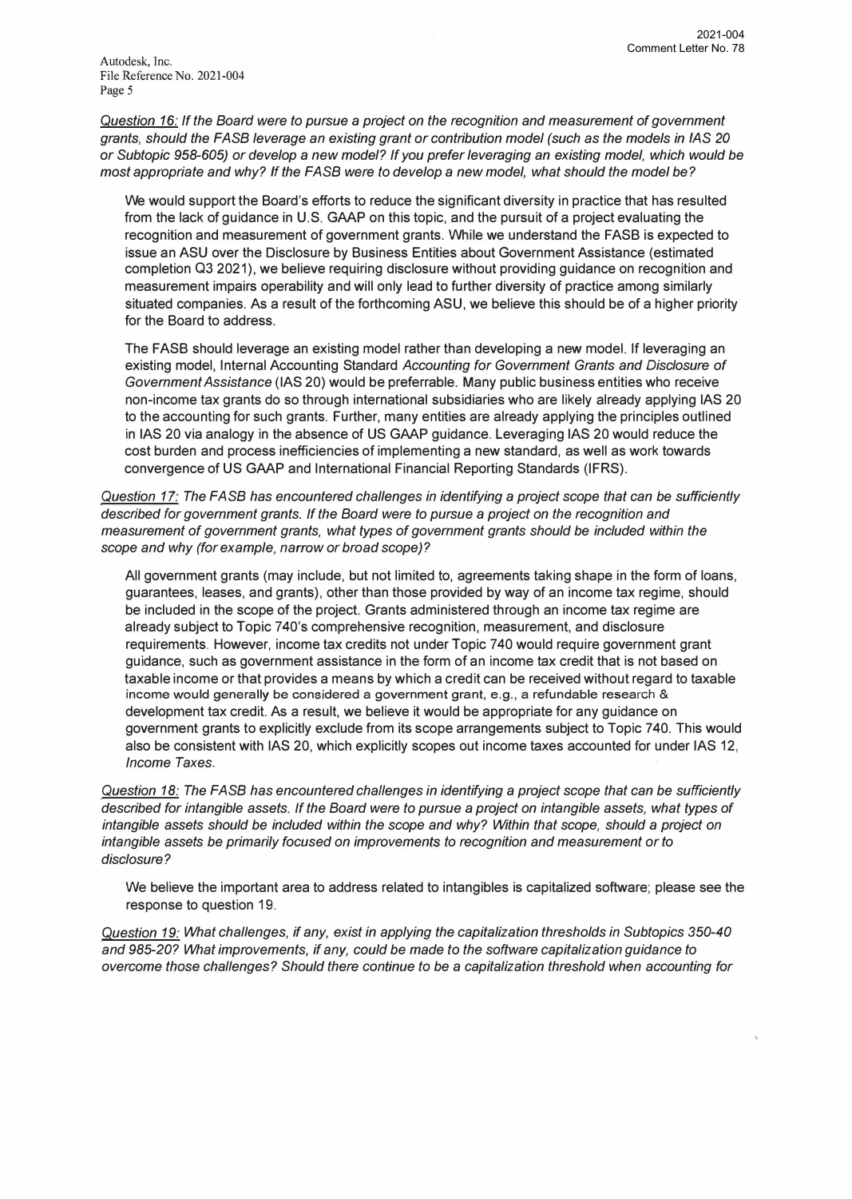<u>Question 16:</u> *If the Board were to pursue a project on the recognition and measurement of government grants, should the FASB leverage an existing grant or contribution model (such as the models in IAS 20 or Subtopic 958-605) or develop a new model? If you prefer leveraging an existing model, which would be most appropriate and why? If the FASB were to develop a new model, what should the model be?*

We would support the Board's efforts to reduce the significant diversity in practice that has resulted from the lack of guidance in U.S. GAAP on this topic, and the pursuit of a project evaluating the recognition and measurement of government grants. While we understand the FASB is expected to issue an ASU over the Disclosure by Business Entities about Government Assistance (estimated completion Q3 2021), we believe requiring disclosure without providing guidance on recognition and measurement impairs operability and will only lead to further diversity of practice among similarly situated companies. As a result of the forthcoming ASU, we believe this should be of a higher priority for the Board to address.

The FASB should leverage an existing model rather than developing a new model. If leveraging an existing model, Internal Accounting Standard *Accounting for Government Grants and Disclosure of Government Assistance* (IAS 20) would be preferrable. Many public business entities who receive non-income tax grants do so through international subsidiaries who are likely already applying IAS 20 to the accounting for such grants. Further, many entities are already applying the principles outlined in IAS 20 via analogy in the absence of US GAAP guidance. Leveraging IAS 20 would reduce the cost burden and process inefficiencies of implementing a new standard, as well as work towards convergence of US GAAP and International Financial Reporting Standards (IFRS).

<u>Question 17:</u> *The FASB has encountered challenges in identifying a project scope that can be sufficiently described for government grants. If the Board were to pursue a project on the recognition and measurement of government grants, what types of government grants should be included within the scope and why (for example, narrow or broad scope)?*

All government grants (may include, but not limited to, agreements taking shape in the form of loans, guarantees, leases, and grants), other than those provided by way of an income tax regime, should be included in the scope of the project. Grants administered through an income tax regime are already subject to Topic 740's comprehensive recognition, measurement, and disclosure requirements. However, income tax credits not under Topic 740 would require government grant guidance, such as government assistance in the form of an income tax credit that is not based on taxable income or that provides a means by which a credit can be received without regard to taxable income would generally be considered a government grant, e.g., a refundable research & development tax credit. As a result, we believe it would be appropriate for any guidance on government grants to explicitly exclude from its scope arrangements subject to Topic 740. This would also be consistent with IAS 20, which explicitly scopes out income taxes accounted for under IAS 12, *Income Taxes*.

<u>Question 18:</u> *The FASB has encountered challenges in identifying a project scope that can be sufficiently described for intangible assets. If the Board were to pursue a project on intangible assets, what types of intangible assets should be included within the scope and why? Within that scope, should a project on intangible assets be primarily focused on improvements to recognition and measurement or to disclosure?*

We believe the important area to address related to intangibles is capitalized software; please see the response to question 19.

<u>Question 19:</u> *What challenges, if any, exist in applying the capitalization thresholds in Subtopics 350-40 and 985-20? What improvements, if any, could be made to the software capitalization guidance to overcome those challenges? Should there continue to be a capitalization threshold when accounting for*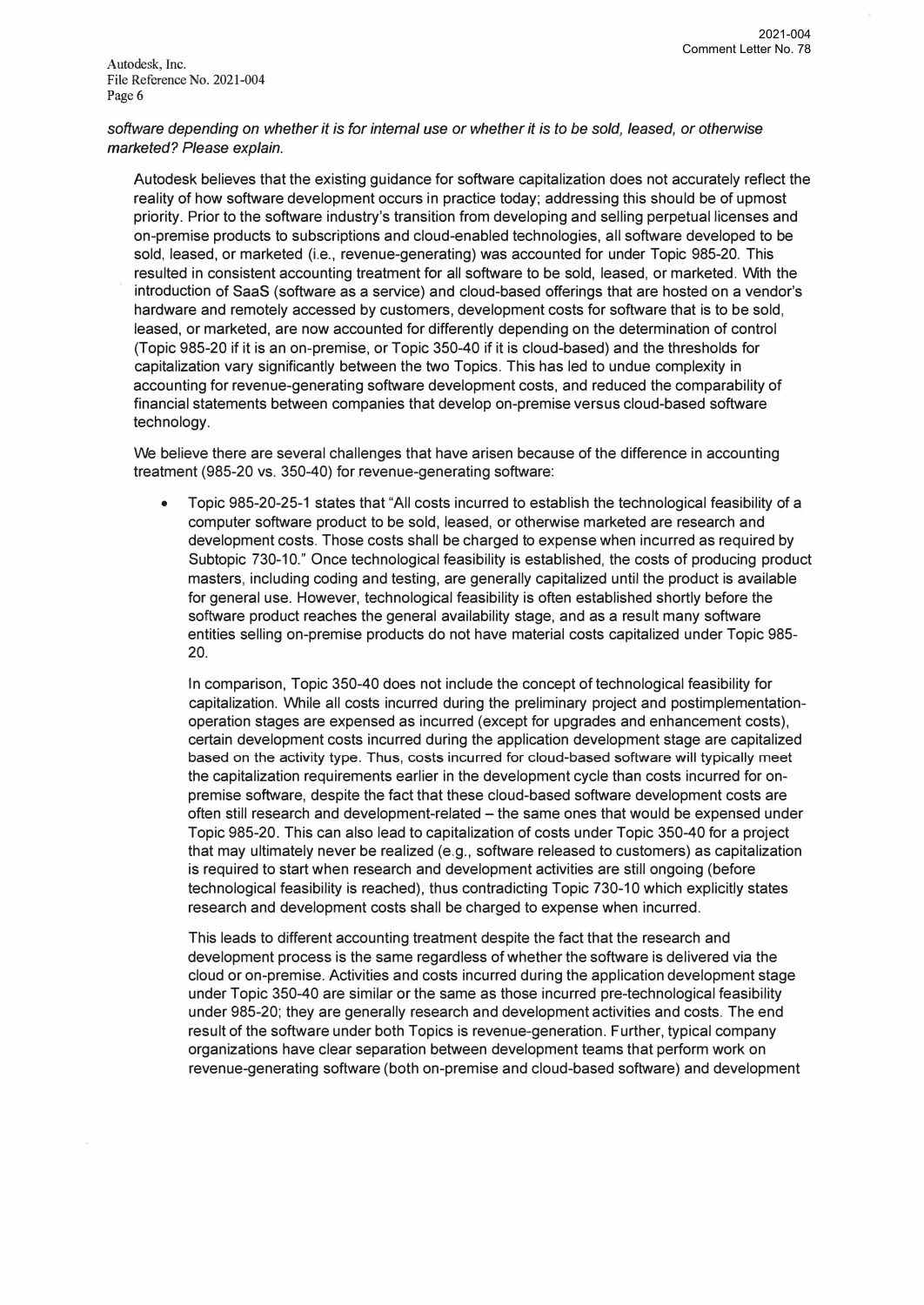*software depending on whether it is for internal use or whether it is to be sold, leased, or otherwise marketed? Please explain.*

Autodesk believes that the existing guidance for software capitalization does not accurately reflect the reality of how software development occurs in practice today; addressing this should be of upmost priority. Prior to the software industry's transition from developing and selling perpetual licenses and on-premise products to subscriptions and cloud-enabled technologies, all software developed to be sold, leased, or marketed (i.e., revenue-generating) was accounted for under Topic 985-20. This resulted in consistent accounting treatment for all software to be sold, leased, or marketed. With the introduction of SaaS (software as a service) and cloud-based offerings that are hosted on a vendor's hardware and remotely accessed by customers, development costs for software that is to be sold, leased, or marketed, are now accounted for differently depending on the determination of control (Topic 985-20 if it is an on-premise, or Topic 350-40 if it is cloud-based) and the thresholds for capitalization vary significantly between the two Topics. This has led to undue complexity in accounting for revenue-generating software development costs, and reduced the comparability of financial statements between companies that develop on-premise versus cloud-based software technology.

We believe there are several challenges that have arisen because of the difference in accounting treatment (985-20 vs. 350-40) for revenue-generating software:

- Topic 985-20-25-1 states that "All costs incurred to establish the technological feasibility of a computer software product to be sold, leased, or otherwise marketed are research and development costs. Those costs shall be charged to expense when incurred as required by Subtopic 730-10." Once technological feasibility is established, the costs of producing product masters, including coding and testing, are generally capitalized until the product is available for general use. However, technological feasibility is often established shortly before the software product reaches the general availability stage, and as a result many software entities selling on-premise products do not have material costs capitalized under Topic 985-20.

  In comparison, Topic 350-40 does not include the concept of technological feasibility for capitalization. While all costs incurred during the preliminary project and postimplementation-operation stages are expensed as incurred (except for upgrades and enhancement costs), certain development costs incurred during the application development stage are capitalized based on the activity type. Thus, costs incurred for cloud-based software will typically meet the capitalization requirements earlier in the development cycle than costs incurred for on-premise software, despite the fact that these cloud-based software development costs are often still research and development-related – the same ones that would be expensed under Topic 985-20. This can also lead to capitalization of costs under Topic 350-40 for a project that may ultimately never be realized (e.g., software released to customers) as capitalization is required to start when research and development activities are still ongoing (before technological feasibility is reached), thus contradicting Topic 730-10 which explicitly states research and development costs shall be charged to expense when incurred.

  This leads to different accounting treatment despite the fact that the research and development process is the same regardless of whether the software is delivered via the cloud or on-premise. Activities and costs incurred during the application development stage under Topic 350-40 are similar or the same as those incurred pre-technological feasibility under 985-20; they are generally research and development activities and costs. The end result of the software under both Topics is revenue-generation. Further, typical company organizations have clear separation between development teams that perform work on revenue-generating software (both on-premise and cloud-based software) and development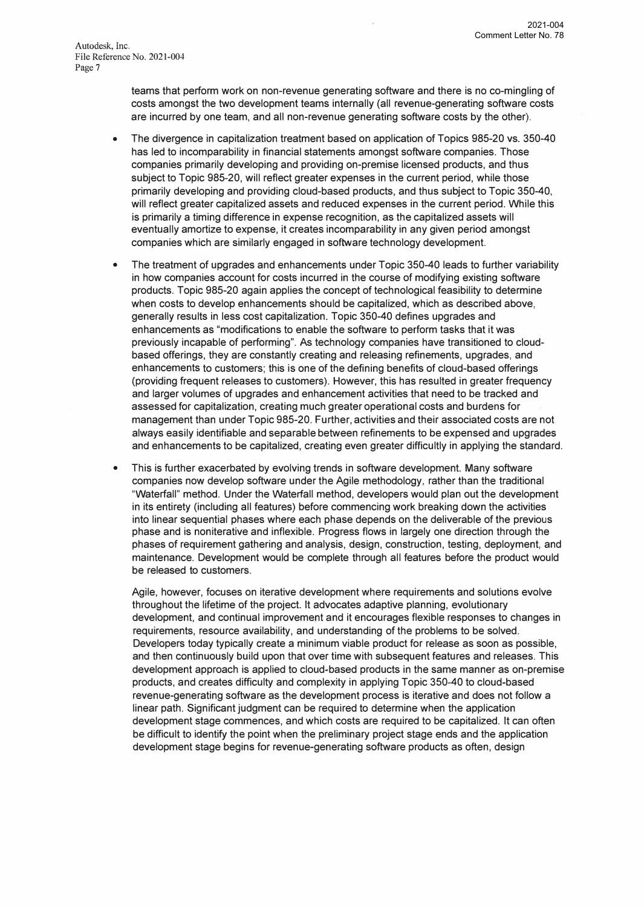teams that perform work on non-revenue generating software and there is no co-mingling of costs amongst the two development teams internally (all revenue-generating software costs are incurred by one team, and all non-revenue generating software costs by the other).

- The divergence in capitalization treatment based on application of Topics 985-20 vs. 350-40 has led to incomparability in financial statements amongst software companies. Those companies primarily developing and providing on-premise licensed products, and thus subject to Topic 985-20, will reflect greater expenses in the current period, while those primarily developing and providing cloud-based products, and thus subject to Topic 350-40, will reflect greater capitalized assets and reduced expenses in the current period. While this is primarily a timing difference in expense recognition, as the capitalized assets will eventually amortize to expense, it creates incomparability in any given period amongst companies which are similarly engaged in software technology development.

- The treatment of upgrades and enhancements under Topic 350-40 leads to further variability in how companies account for costs incurred in the course of modifying existing software products. Topic 985-20 again applies the concept of technological feasibility to determine when costs to develop enhancements should be capitalized, which as described above, generally results in less cost capitalization. Topic 350-40 defines upgrades and enhancements as "modifications to enable the software to perform tasks that it was previously incapable of performing". As technology companies have transitioned to cloud-based offerings, they are constantly creating and releasing refinements, upgrades, and enhancements to customers; this is one of the defining benefits of cloud-based offerings (providing frequent releases to customers). However, this has resulted in greater frequency and larger volumes of upgrades and enhancement activities that need to be tracked and assessed for capitalization, creating much greater operational costs and burdens for management than under Topic 985-20. Further, activities and their associated costs are not always easily identifiable and separable between refinements to be expensed and upgrades and enhancements to be capitalized, creating even greater difficultly in applying the standard.

- This is further exacerbated by evolving trends in software development. Many software companies now develop software under the Agile methodology, rather than the traditional "Waterfall" method. Under the Waterfall method, developers would plan out the development in its entirety (including all features) before commencing work breaking down the activities into linear sequential phases where each phase depends on the deliverable of the previous phase and is noniterative and inflexible. Progress flows in largely one direction through the phases of requirement gathering and analysis, design, construction, testing, deployment, and maintenance. Development would be complete through all features before the product would be released to customers.

  Agile, however, focuses on iterative development where requirements and solutions evolve throughout the lifetime of the project. It advocates adaptive planning, evolutionary development, and continual improvement and it encourages flexible responses to changes in requirements, resource availability, and understanding of the problems to be solved. Developers today typically create a minimum viable product for release as soon as possible, and then continuously build upon that over time with subsequent features and releases. This development approach is applied to cloud-based products in the same manner as on-premise products, and creates difficulty and complexity in applying Topic 350-40 to cloud-based revenue-generating software as the development process is iterative and does not follow a linear path. Significant judgment can be required to determine when the application development stage commences, and which costs are required to be capitalized. It can often be difficult to identify the point when the preliminary project stage ends and the application development stage begins for revenue-generating software products as often, design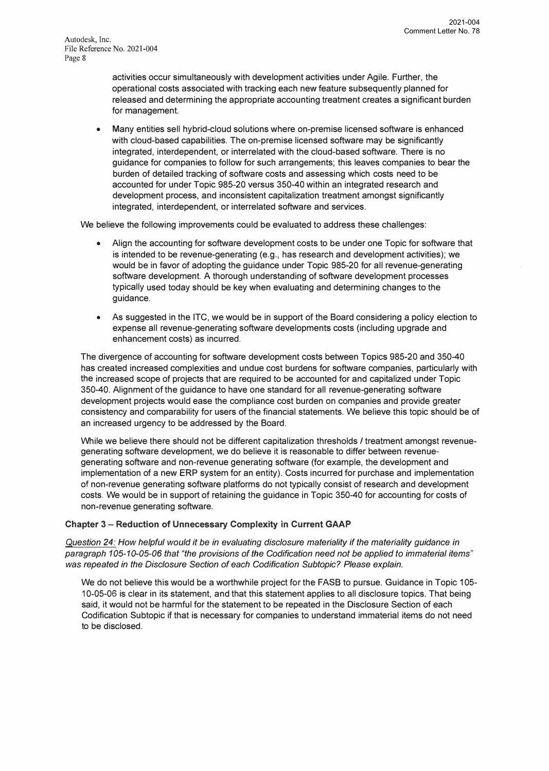activities occur simultaneously with development activities under Agile. Further, the operational costs associated with tracking each new feature subsequently planned for released and determining the appropriate accounting treatment creates a significant burden for management.

- Many entities sell hybrid-cloud solutions where on-premise licensed software is enhanced with cloud-based capabilities. The on-premise licensed software may be significantly integrated, interdependent, or interrelated with the cloud-based software. There is no guidance for companies to follow for such arrangements; this leaves companies to bear the burden of detailed tracking of software costs and assessing which costs need to be accounted for under Topic 985-20 versus 350-40 within an integrated research and development process, and inconsistent capitalization treatment amongst significantly integrated, interdependent, or interrelated software and services.

We believe the following improvements could be evaluated to address these challenges:

- Align the accounting for software development costs to be under one Topic for software that is intended to be revenue-generating (e.g., has research and development activities); we would be in favor of adopting the guidance under Topic 985-20 for all revenue-generating software development. A thorough understanding of software development processes typically used today should be key when evaluating and determining changes to the guidance.
- As suggested in the ITC, we would be in support of the Board considering a policy election to expense all revenue-generating software developments costs (including upgrade and enhancement costs) as incurred.

The divergence of accounting for software development costs between Topics 985-20 and 350-40 has created increased complexities and undue cost burdens for software companies, particularly with the increased scope of projects that are required to be accounted for and capitalized under Topic 350-40. Alignment of the guidance to have one standard for all revenue-generating software development projects would ease the compliance cost burden on companies and provide greater consistency and comparability for users of the financial statements. We believe this topic should be of an increased urgency to be addressed by the Board.

While we believe there should not be different capitalization thresholds / treatment amongst revenue-generating software development, we do believe it is reasonable to differ between revenue-generating software and non-revenue generating software (for example, the development and implementation of a new ERP system for an entity). Costs incurred for purchase and implementation of non-revenue generating software platforms do not typically consist of research and development costs. We would be in support of retaining the guidance in Topic 350-40 for accounting for costs of non-revenue generating software.

### Chapter 3 – Reduction of Unnecessary Complexity in Current GAAP

*Question 24: How helpful would it be in evaluating disclosure materiality if the materiality guidance in paragraph 105-10-05-06 that "the provisions of the Codification need not be applied to immaterial items" was repeated in the Disclosure Section of each Codification Subtopic? Please explain.*

We do not believe this would be a worthwhile project for the FASB to pursue. Guidance in Topic 105-10-05-06 is clear in its statement, and that this statement applies to all disclosure topics. That being said, it would not be harmful for the statement to be repeated in the Disclosure Section of each Codification Subtopic if that is necessary for companies to understand immaterial items do not need to be disclosed.